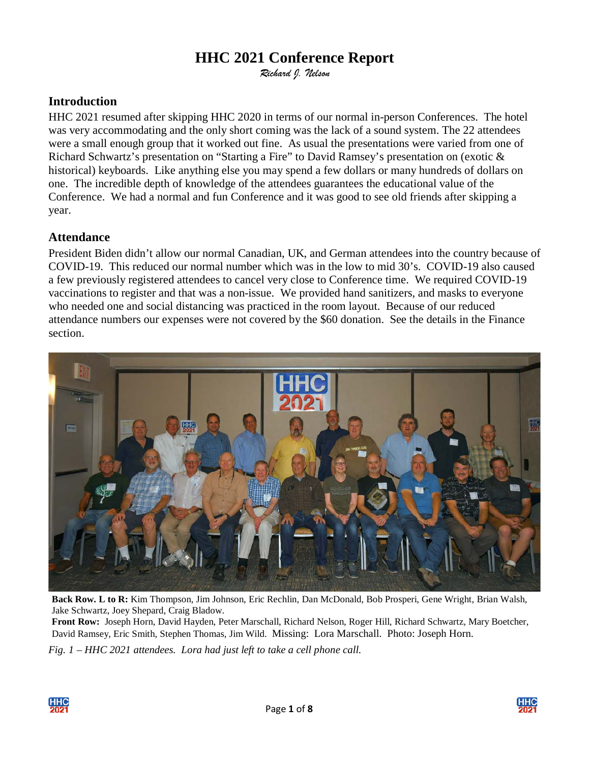# HHC 2021 Conference Report

*Richard J. Nelson*

## Introduction

HHC 2021 resumed after skipping HHC 2020 in terms of our normal in-person Conferences. The hotel was very accommodating and the only short coming was the lack of a sound system. The 22 attendees were a small enough group that it worked out fine. As usual the presentations were varied from one of Richard Schwartz's presentation on "Starting a Fire" to David Ramsey's presentation on (exotic & historical) keyboards. Like anything else you may spend a few dollars or many hundreds of dollars on one. The incredible depth of knowledge of the attendees guarantees the educational value of the Conference. We had a normal and fun Conference and it was good to see old friends after skipping a year.

## Attendance

President Biden didn't allow our normal Canadian, UK, and German attendees into the country because of COVID-19. This reduced our normal number which was in the low to mid 30's. COVID-19 also caused a few previously registered attendees to cancel very close to Conference time. We required COVID-19 vaccinations to register and that was a non-issue. We provided hand sanitizers, and masks to everyone who needed one and social distancing was practiced in the room layout. Because of our reduced attendance numbers our expenses were not covered by the $60 donation. See the details in the Finance section.

**Back Row. L to R:** Kim Thompson, Jim Johnson, Eric Rechlin, Dan McDonald, Bob Prosperi, Gene Wright, Brian Walsh, Jake Schwartz, Joey Shepard, Craig Bladow.
**Front Row:** Joseph Horn, David Hayden, Peter Marschall, Richard Nelson, Roger Hill, Richard Schwartz, Mary Boetcher, David Ramsey, Eric Smith, Stephen Thomas, Jim Wild. Missing: Lora Marschall. Photo: Joseph Horn.

*Fig. 1 – HHC 2021 attendees. Lora had just left to take a cell phone call.*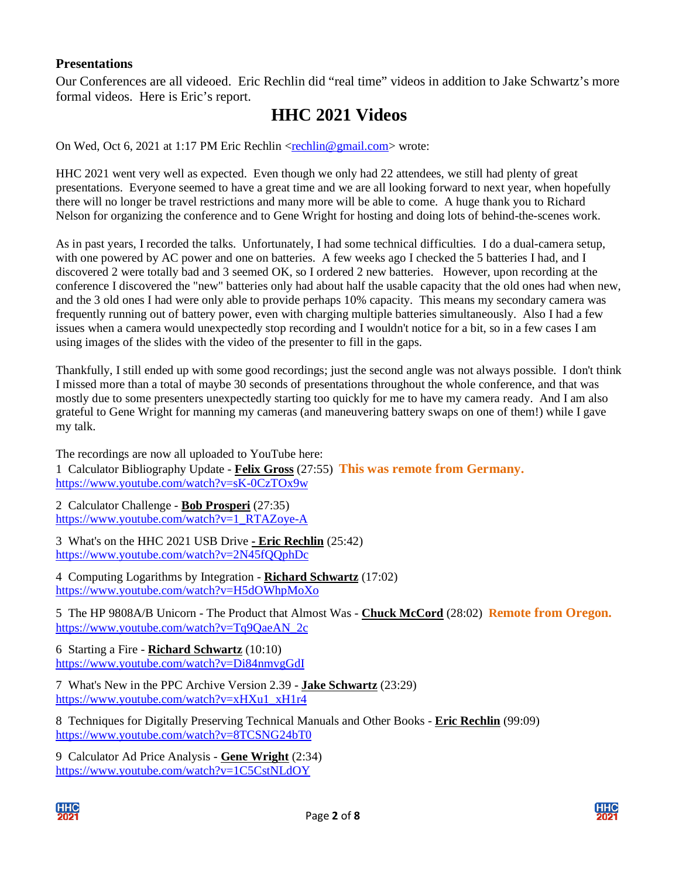## Presentations

Our Conferences are all videoed. Eric Rechlin did "real time" videos in addition to Jake Schwartz's more formal videos. Here is Eric's report.

# HHC 2021 Videos

On Wed, Oct 6, 2021 at 1:17 PM Eric Rechlin <rechlin@gmail.com> wrote:

HHC 2021 went very well as expected. Even though we only had 22 attendees, we still had plenty of great presentations. Everyone seemed to have a great time and we are all looking forward to next year, when hopefully there will no longer be travel restrictions and many more will be able to come. A huge thank you to Richard Nelson for organizing the conference and to Gene Wright for hosting and doing lots of behind-the-scenes work.

As in past years, I recorded the talks. Unfortunately, I had some technical difficulties. I do a dual-camera setup, with one powered by AC power and one on batteries. A few weeks ago I checked the 5 batteries I had, and I discovered 2 were totally bad and 3 seemed OK, so I ordered 2 new batteries. However, upon recording at the conference I discovered the "new" batteries only had about half the usable capacity that the old ones had when new, and the 3 old ones I had were only able to provide perhaps 10% capacity. This means my secondary camera was frequently running out of battery power, even with charging multiple batteries simultaneously. Also I had a few issues when a camera would unexpectedly stop recording and I wouldn't notice for a bit, so in a few cases I am using images of the slides with the video of the presenter to fill in the gaps.

Thankfully, I still ended up with some good recordings; just the second angle was not always possible. I don't think I missed more than a total of maybe 30 seconds of presentations throughout the whole conference, and that was mostly due to some presenters unexpectedly starting too quickly for me to have my camera ready. And I am also grateful to Gene Wright for manning my cameras (and maneuvering battery swaps on one of them!) while I gave my talk.

The recordings are now all uploaded to YouTube here:

1 Calculator Bibliography Update - **Felix Gross** (27:55) **This was remote from Germany.**
https://www.youtube.com/watch?v=sK-0CzTOx9w

2 Calculator Challenge - **Bob Prosperi** (27:35)
https://www.youtube.com/watch?v=1_RTAZoye-A

3 What's on the HHC 2021 USB Drive **- Eric Rechlin** (25:42)
https://www.youtube.com/watch?v=2N45fQQphDc

4 Computing Logarithms by Integration - **Richard Schwartz** (17:02)
https://www.youtube.com/watch?v=H5dOWhpMoXo

5 The HP 9808A/B Unicorn - The Product that Almost Was - **Chuck McCord** (28:02) **Remote from Oregon.**
https://www.youtube.com/watch?v=Tq9QaeAN_2c

6 Starting a Fire - **Richard Schwartz** (10:10)
https://www.youtube.com/watch?v=Di84nmvgGdI

7 What's New in the PPC Archive Version 2.39 - **Jake Schwartz** (23:29)
https://www.youtube.com/watch?v=xHXu1_xH1r4

8 Techniques for Digitally Preserving Technical Manuals and Other Books - **Eric Rechlin** (99:09)
https://www.youtube.com/watch?v=8TCSNG24bT0

9 Calculator Ad Price Analysis - **Gene Wright** (2:34)
https://www.youtube.com/watch?v=1C5CstNLdOY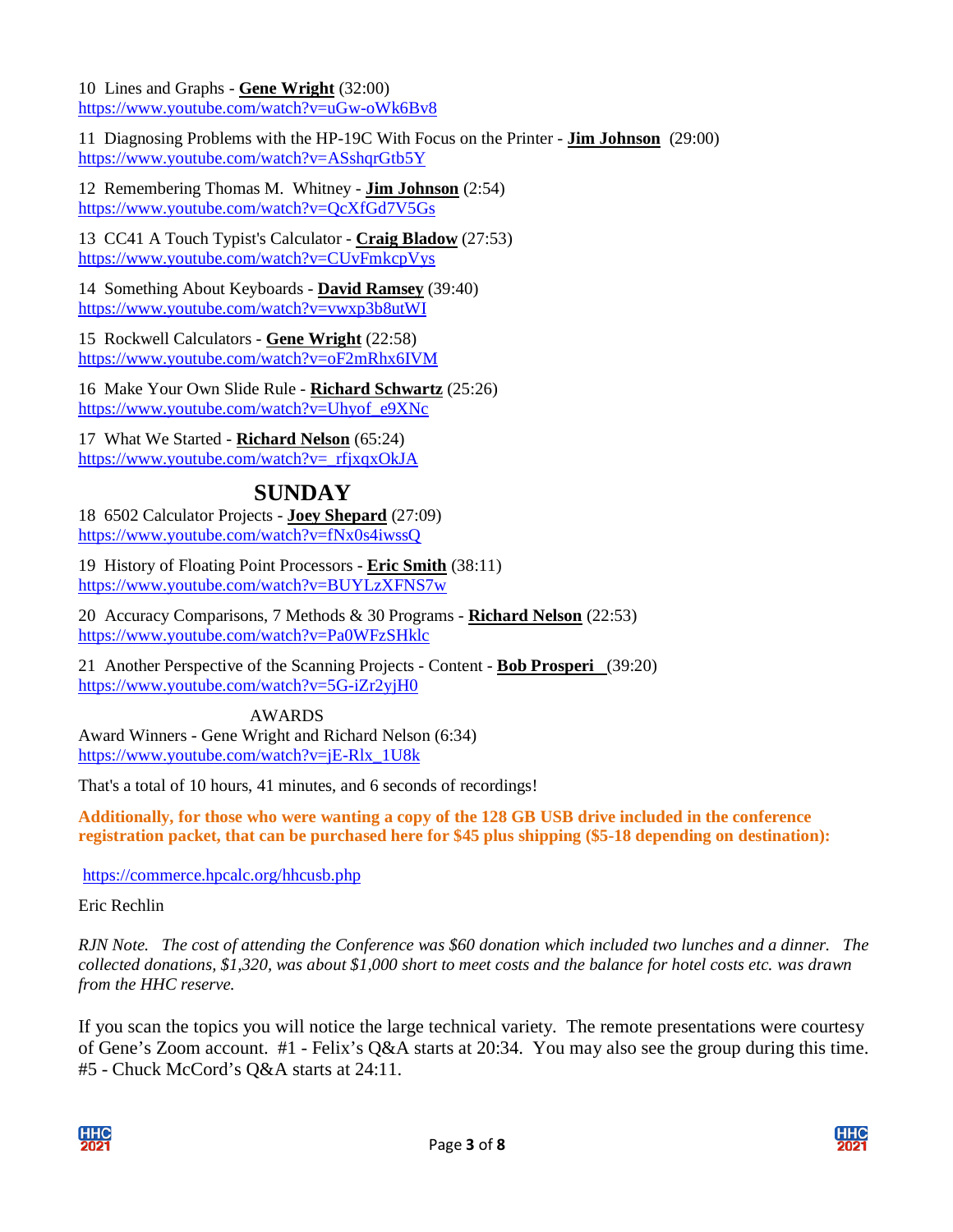10 Lines and Graphs - **Gene Wright** (32:00)
https://www.youtube.com/watch?v=uGw-oWk6Bv8

11 Diagnosing Problems with the HP-19C With Focus on the Printer - **Jim Johnson** (29:00)
https://www.youtube.com/watch?v=ASshqrGtb5Y

12 Remembering Thomas M. Whitney - **Jim Johnson** (2:54)
https://www.youtube.com/watch?v=QcXfGd7V5Gs

13 CC41 A Touch Typist's Calculator - **Craig Bladow** (27:53)
https://www.youtube.com/watch?v=CUvFmkcpVys

14 Something About Keyboards - **David Ramsey** (39:40)
https://www.youtube.com/watch?v=vwxp3b8utWI

15 Rockwell Calculators - **Gene Wright** (22:58)
https://www.youtube.com/watch?v=oF2mRhx6IVM

16 Make Your Own Slide Rule - **Richard Schwartz** (25:26)
https://www.youtube.com/watch?v=Uhyof_e9XNc

17 What We Started - **Richard Nelson** (65:24)
https://www.youtube.com/watch?v=_rfjxqxOkJA

## SUNDAY

18 6502 Calculator Projects - **Joey Shepard** (27:09)
https://www.youtube.com/watch?v=fNx0s4iwssQ

19 History of Floating Point Processors - **Eric Smith** (38:11)
https://www.youtube.com/watch?v=BUYLzXFNS7w

20 Accuracy Comparisons, 7 Methods & 30 Programs - **Richard Nelson** (22:53)
https://www.youtube.com/watch?v=Pa0WFzSHklc

21 Another Perspective of the Scanning Projects - Content - **Bob Prosperi** (39:20)
https://www.youtube.com/watch?v=5G-iZr2yjH0

AWARDS

Award Winners - Gene Wright and Richard Nelson (6:34)
https://www.youtube.com/watch?v=jE-Rlx_1U8k

That's a total of 10 hours, 41 minutes, and 6 seconds of recordings!

**Additionally, for those who were wanting a copy of the 128 GB USB drive included in the conference registration packet, that can be purchased here for $45 plus shipping ($5-18 depending on destination):**

https://commerce.hpcalc.org/hhcusb.php

Eric Rechlin

*RJN Note. The cost of attending the Conference was $60 donation which included two lunches and a dinner. The collected donations, $1,320, was about $1,000 short to meet costs and the balance for hotel costs etc. was drawn from the HHC reserve.*

If you scan the topics you will notice the large technical variety. The remote presentations were courtesy of Gene's Zoom account. #1 - Felix's Q&A starts at 20:34. You may also see the group during this time. #5 - Chuck McCord's Q&A starts at 24:11.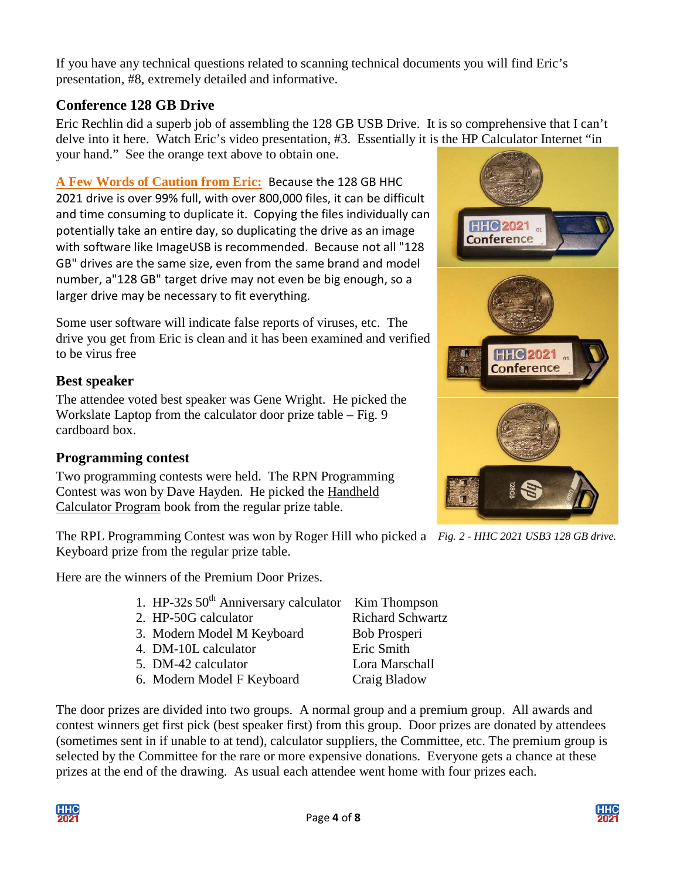If you have any technical questions related to scanning technical documents you will find Eric's presentation, #8, extremely detailed and informative.

### Conference 128 GB Drive

Eric Rechlin did a superb job of assembling the 128 GB USB Drive. It is so comprehensive that I can't delve into it here. Watch Eric's video presentation, #3. Essentially it is the HP Calculator Internet "in your hand." See the orange text above to obtain one.

**A Few Words of Caution from Eric:** Because the 128 GB HHC 2021 drive is over 99% full, with over 800,000 files, it can be difficult and time consuming to duplicate it. Copying the files individually can potentially take an entire day, so duplicating the drive as an image with software like ImageUSB is recommended. Because not all "128 GB" drives are the same size, even from the same brand and model number, a"128 GB" target drive may not even be big enough, so a larger drive may be necessary to fit everything.

Some user software will indicate false reports of viruses, etc. The drive you get from Eric is clean and it has been examined and verified to be virus free

*Fig. 2 - HHC 2021 USB3 128 GB drive.*

### Best speaker

The attendee voted best speaker was Gene Wright. He picked the Workslate Laptop from the calculator door prize table – Fig. 9 cardboard box.

### Programming contest

Two programming contests were held. The RPN Programming Contest was won by Dave Hayden. He picked the Handheld Calculator Program book from the regular prize table.

The RPL Programming Contest was won by Roger Hill who picked a Keyboard prize from the regular prize table.

Here are the winners of the Premium Door Prizes.

1. HP-32s 50th Anniversary calculator — Kim Thompson
2. HP-50G calculator — Richard Schwartz
3. Modern Model M Keyboard — Bob Prosperi
4. DM-10L calculator — Eric Smith
5. DM-42 calculator — Lora Marschall
6. Modern Model F Keyboard — Craig Bladow

The door prizes are divided into two groups. A normal group and a premium group. All awards and contest winners get first pick (best speaker first) from this group. Door prizes are donated by attendees (sometimes sent in if unable to at tend), calculator suppliers, the Committee, etc. The premium group is selected by the Committee for the rare or more expensive donations. Everyone gets a chance at these prizes at the end of the drawing. As usual each attendee went home with four prizes each.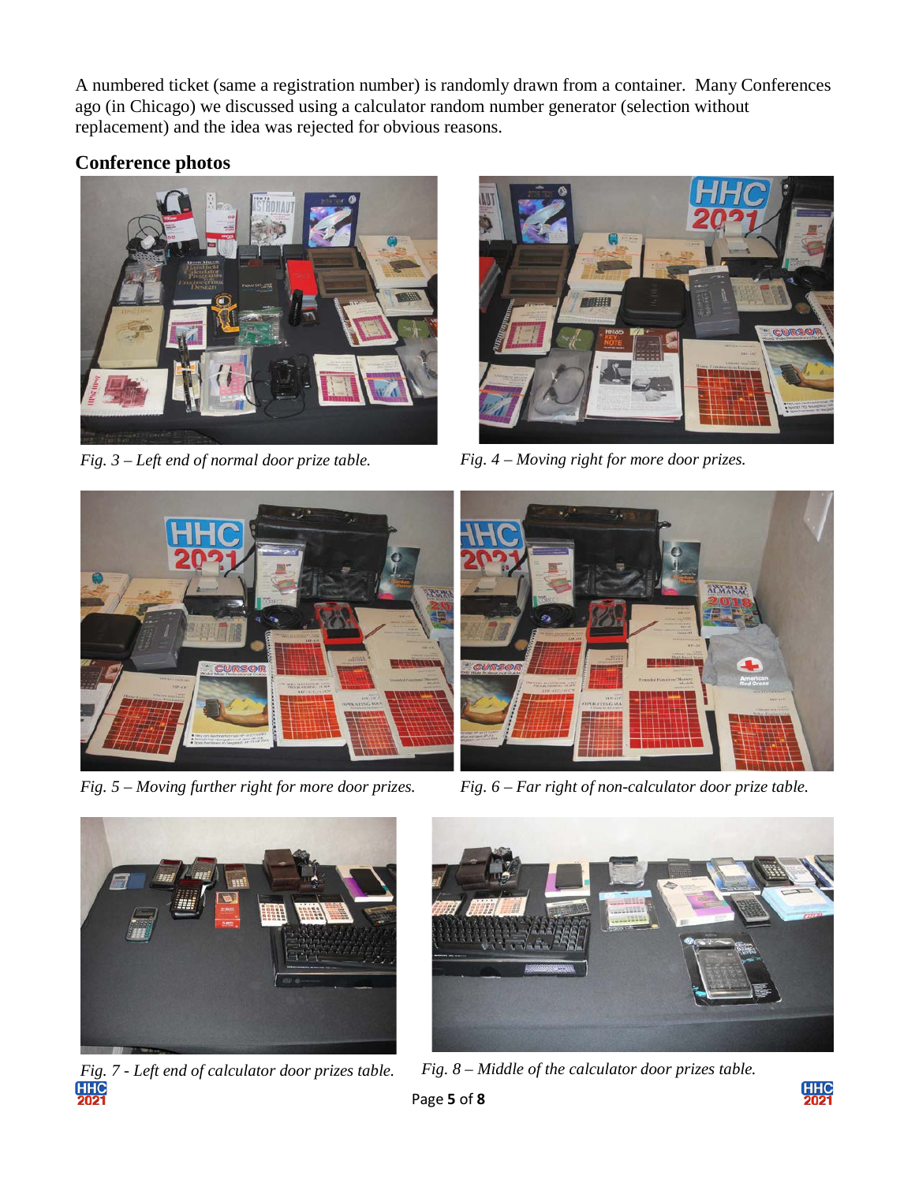A numbered ticket (same a registration number) is randomly drawn from a container. Many Conferences ago (in Chicago) we discussed using a calculator random number generator (selection without replacement) and the idea was rejected for obvious reasons.

## Conference photos

*Fig. 3 – Left end of normal door prize table.*

*Fig. 4 – Moving right for more door prizes.*

*Fig. 5 – Moving further right for more door prizes.*

*Fig. 6 – Far right of non-calculator door prize table.*

*Fig. 7 - Left end of calculator door prizes table.*

*Fig. 8 – Middle of the calculator door prizes table.*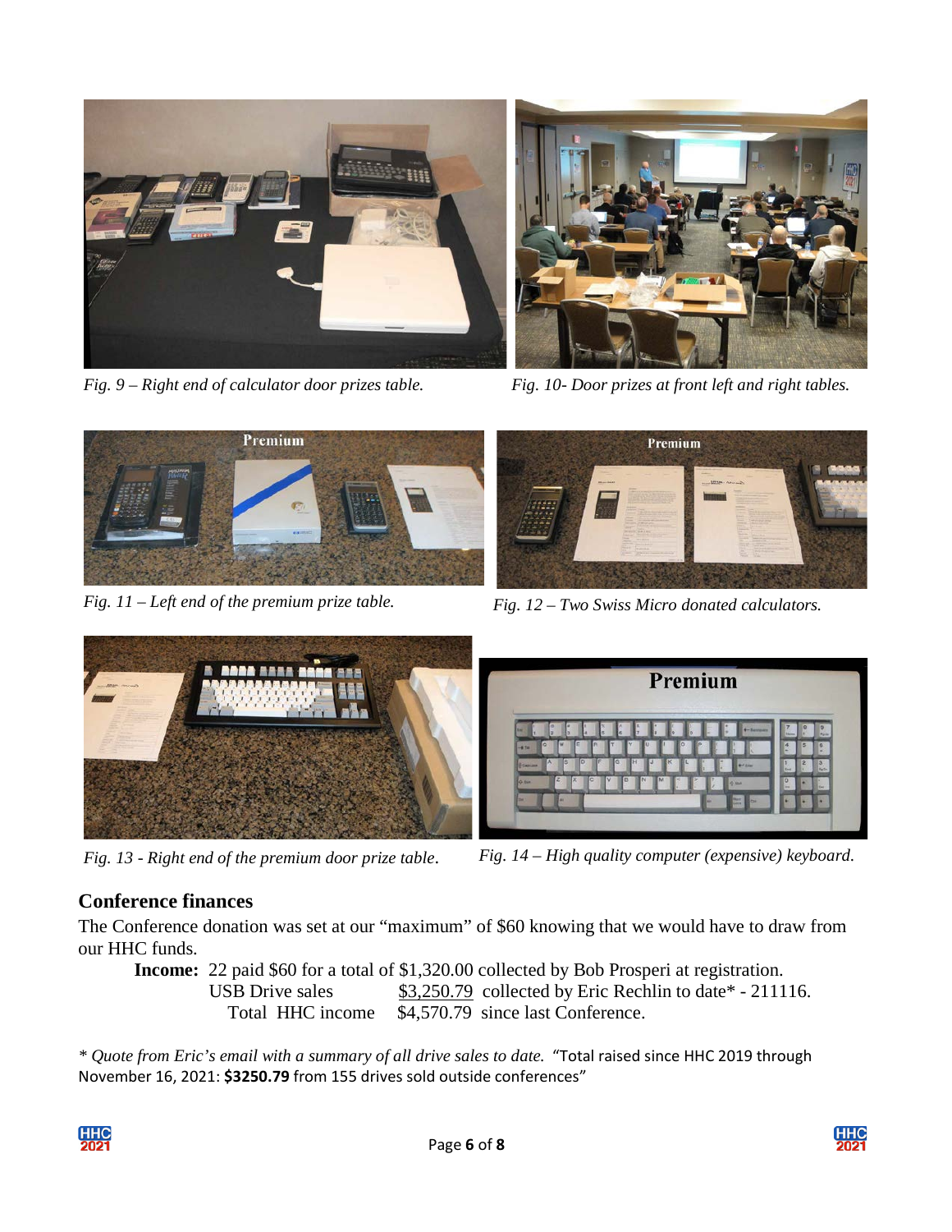*Fig. 9 – Right end of calculator door prizes table.*

*Fig. 10- Door prizes at front left and right tables.*

*Fig. 11 – Left end of the premium prize table.*

*Fig. 12 – Two Swiss Micro donated calculators.*

*Fig. 13 - Right end of the premium door prize table.*

*Fig. 14 – High quality computer (expensive) keyboard.*

## Conference finances

The Conference donation was set at our "maximum" of $60 knowing that we would have to draw from our HHC funds.

**Income:** 22 paid $60 for a total of $1,320.00 collected by Bob Prosperi at registration.
USB Drive sales $3,250.79 collected by Eric Rechlin to date* - 211116.
Total HHC income $4,570.79 since last Conference.

* *Quote from Eric's email with a summary of all drive sales to date.* "Total raised since HHC 2019 through November 16, 2021: **$3250.79** from 155 drives sold outside conferences"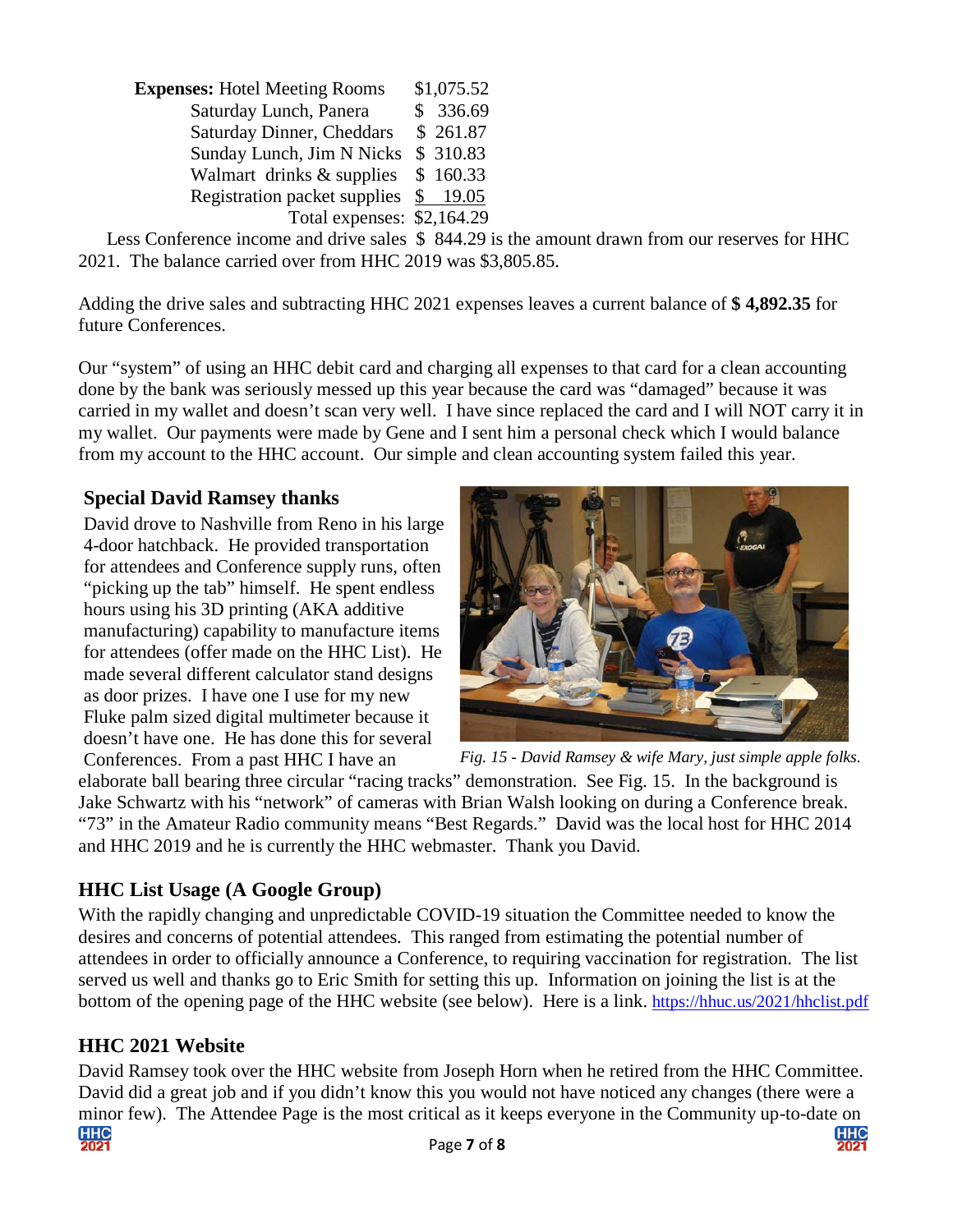| **Expenses:** Hotel Meeting Rooms | $1,075.52 |
| --- | --- |
| Saturday Lunch, Panera | $ 336.69 |
| Saturday Dinner, Cheddars | $ 261.87 |
| Sunday Lunch, Jim N Nicks | $ 310.83 |
| Walmart drinks & supplies | $ 160.33 |
| Registration packet supplies | $ 19.05 |
| Total expenses: | $2,164.29 |

Less Conference income and drive sales $ 844.29 is the amount drawn from our reserves for HHC 2021. The balance carried over from HHC 2019 was $3,805.85.

Adding the drive sales and subtracting HHC 2021 expenses leaves a current balance of **$ 4,892.35** for future Conferences.

Our "system" of using an HHC debit card and charging all expenses to that card for a clean accounting done by the bank was seriously messed up this year because the card was "damaged" because it was carried in my wallet and doesn't scan very well. I have since replaced the card and I will NOT carry it in my wallet. Our payments were made by Gene and I sent him a personal check which I would balance from my account to the HHC account. Our simple and clean accounting system failed this year.

## Special David Ramsey thanks

David drove to Nashville from Reno in his large 4-door hatchback. He provided transportation for attendees and Conference supply runs, often "picking up the tab" himself. He spent endless hours using his 3D printing (AKA additive manufacturing) capability to manufacture items for attendees (offer made on the HHC List). He made several different calculator stand designs as door prizes. I have one I use for my new Fluke palm sized digital multimeter because it doesn't have one. He has done this for several Conferences. From a past HHC I have an elaborate ball bearing three circular "racing tracks" demonstration. See Fig. 15. In the background is Jake Schwartz with his "network" of cameras with Brian Walsh looking on during a Conference break. "73" in the Amateur Radio community means "Best Regards." David was the local host for HHC 2014 and HHC 2019 and he is currently the HHC webmaster. Thank you David.

*Fig. 15 - David Ramsey & wife Mary, just simple apple folks.*

## HHC List Usage (A Google Group)

With the rapidly changing and unpredictable COVID-19 situation the Committee needed to know the desires and concerns of potential attendees. This ranged from estimating the potential number of attendees in order to officially announce a Conference, to requiring vaccination for registration. The list served us well and thanks go to Eric Smith for setting this up. Information on joining the list is at the bottom of the opening page of the HHC website (see below). Here is a link. https://hhuc.us/2021/hhclist.pdf

## HHC 2021 Website

David Ramsey took over the HHC website from Joseph Horn when he retired from the HHC Committee. David did a great job and if you didn't know this you would not have noticed any changes (there were a minor few). The Attendee Page is the most critical as it keeps everyone in the Community up-to-date on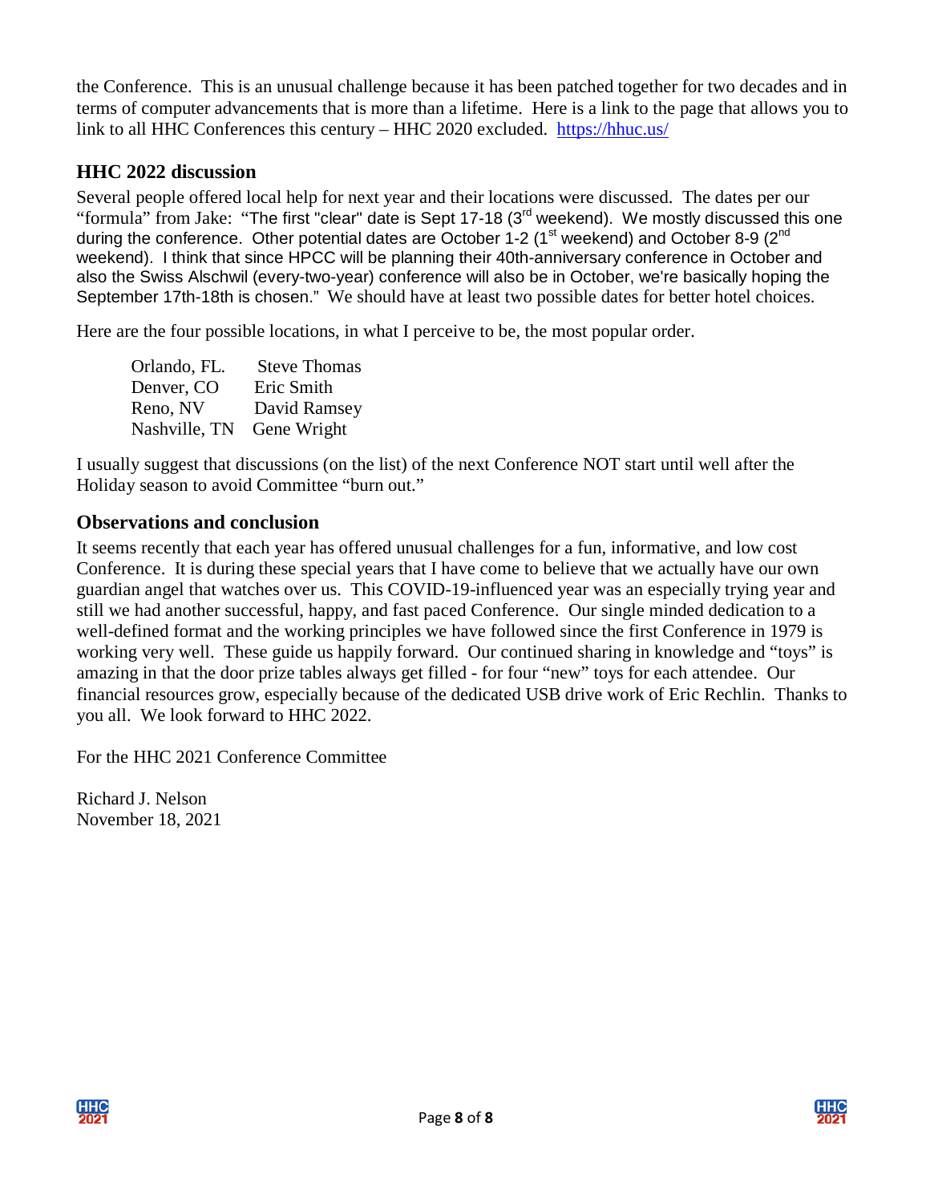the Conference. This is an unusual challenge because it has been patched together for two decades and in terms of computer advancements that is more than a lifetime. Here is a link to the page that allows you to link to all HHC Conferences this century – HHC 2020 excluded. https://hhuc.us/

## HHC 2022 discussion

Several people offered local help for next year and their locations were discussed. The dates per our "formula" from Jake: "The first "clear" date is Sept 17-18 (3rd weekend). We mostly discussed this one during the conference. Other potential dates are October 1-2 (1st weekend) and October 8-9 (2nd weekend). I think that since HPCC will be planning their 40th-anniversary conference in October and also the Swiss Alschwil (every-two-year) conference will also be in October, we're basically hoping the September 17th-18th is chosen." We should have at least two possible dates for better hotel choices.

Here are the four possible locations, in what I perceive to be, the most popular order.

| | |
|---|---|
| Orlando, FL. | Steve Thomas |
| Denver, CO | Eric Smith |
| Reno, NV | David Ramsey |
| Nashville, TN | Gene Wright |

I usually suggest that discussions (on the list) of the next Conference NOT start until well after the Holiday season to avoid Committee "burn out."

## Observations and conclusion

It seems recently that each year has offered unusual challenges for a fun, informative, and low cost Conference. It is during these special years that I have come to believe that we actually have our own guardian angel that watches over us. This COVID-19-influenced year was an especially trying year and still we had another successful, happy, and fast paced Conference. Our single minded dedication to a well-defined format and the working principles we have followed since the first Conference in 1979 is working very well. These guide us happily forward. Our continued sharing in knowledge and "toys" is amazing in that the door prize tables always get filled - for four "new" toys for each attendee. Our financial resources grow, especially because of the dedicated USB drive work of Eric Rechlin. Thanks to you all. We look forward to HHC 2022.

For the HHC 2021 Conference Committee

Richard J. Nelson
November 18, 2021